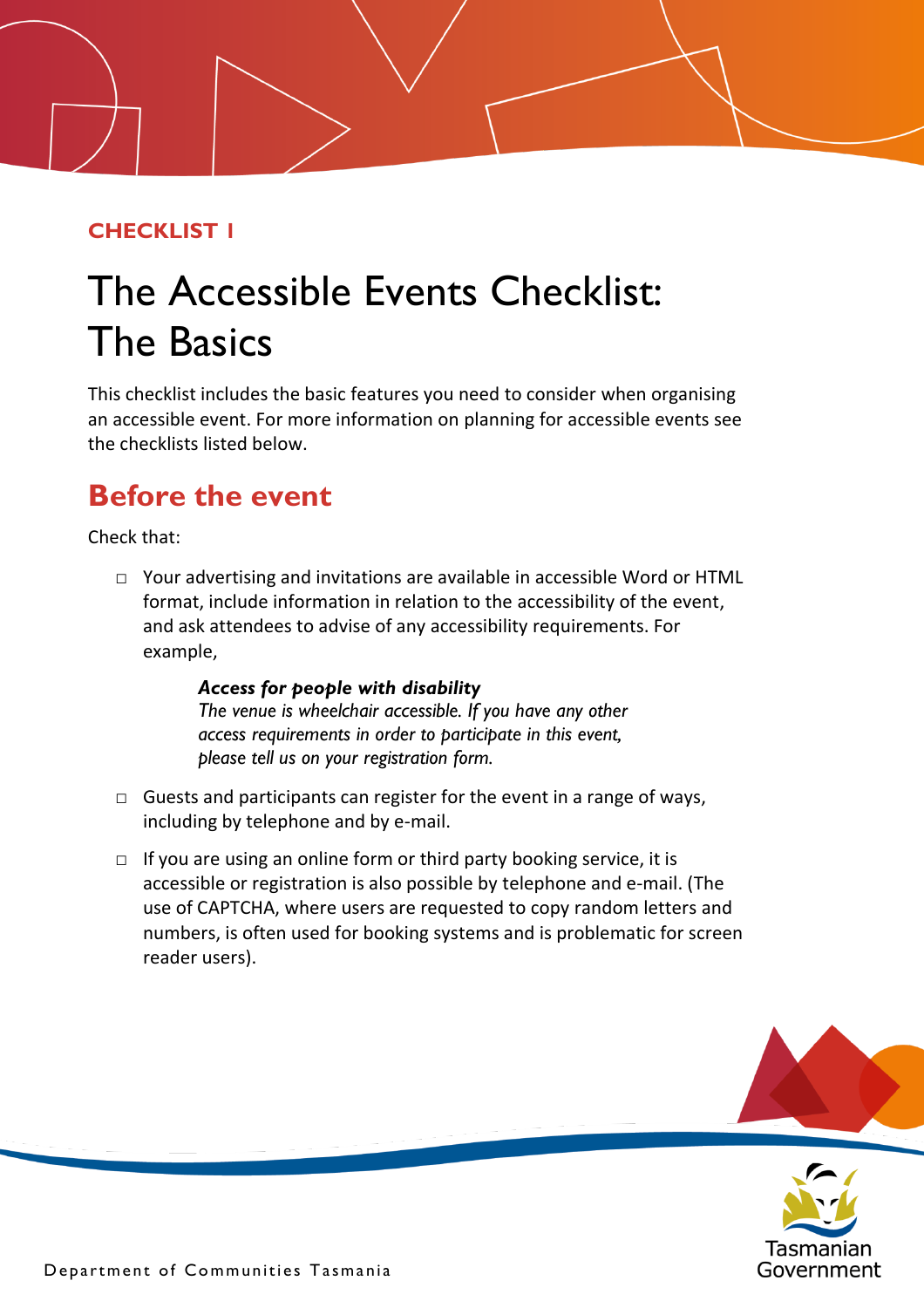**CHECKLIST 1**

# The Accessible Events Checklist: The Basics

This checklist includes the basic features you need to consider when organising an accessible event. For more information on planning for accessible events see the checklists listed below.

## Before the event

Check that:

- □ Your advertising and invitations are available in accessible Word or HTML format, include information in relation to the accessibility of the event, and ask attendees to advise of any accessibility requirements. For example,

  > ***Access for people with disability***
  > *The venue is wheelchair accessible. If you have any other access requirements in order to participate in this event, please tell us on your registration form.*

- □ Guests and participants can register for the event in a range of ways, including by telephone and by e-mail.
- □ If you are using an online form or third party booking service, it is accessible or registration is also possible by telephone and e-mail. (The use of CAPTCHA, where users are requested to copy random letters and numbers, is often used for booking systems and is problematic for screen reader users).

Department of Communities Tasmania

Tasmanian Government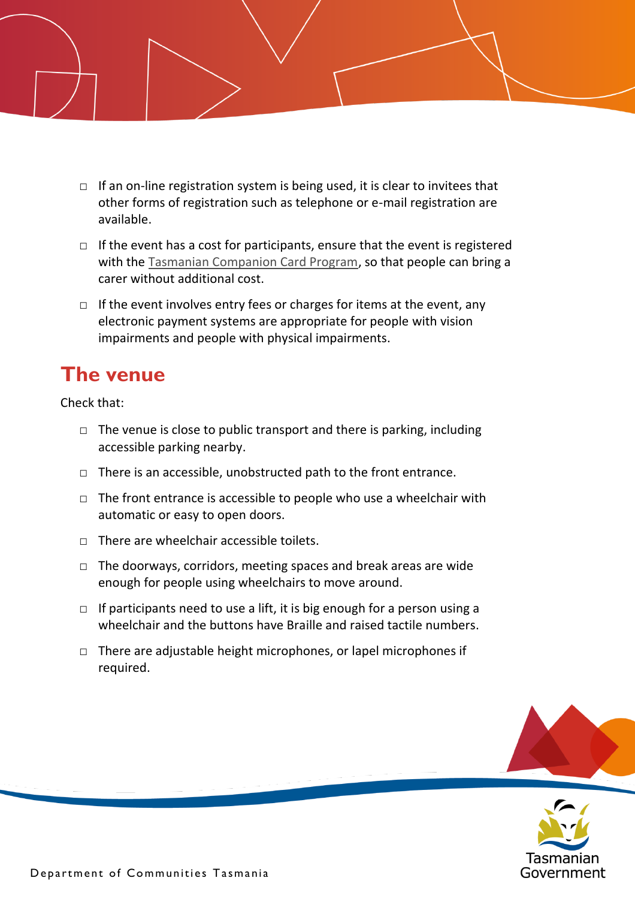- ☐ If an on-line registration system is being used, it is clear to invitees that other forms of registration such as telephone or e-mail registration are available.
- ☐ If the event has a cost for participants, ensure that the event is registered with the Tasmanian Companion Card Program, so that people can bring a carer without additional cost.
- ☐ If the event involves entry fees or charges for items at the event, any electronic payment systems are appropriate for people with vision impairments and people with physical impairments.

## The venue

Check that:

- ☐ The venue is close to public transport and there is parking, including accessible parking nearby.
- ☐ There is an accessible, unobstructed path to the front entrance.
- ☐ The front entrance is accessible to people who use a wheelchair with automatic or easy to open doors.
- ☐ There are wheelchair accessible toilets.
- ☐ The doorways, corridors, meeting spaces and break areas are wide enough for people using wheelchairs to move around.
- ☐ If participants need to use a lift, it is big enough for a person using a wheelchair and the buttons have Braille and raised tactile numbers.
- ☐ There are adjustable height microphones, or lapel microphones if required.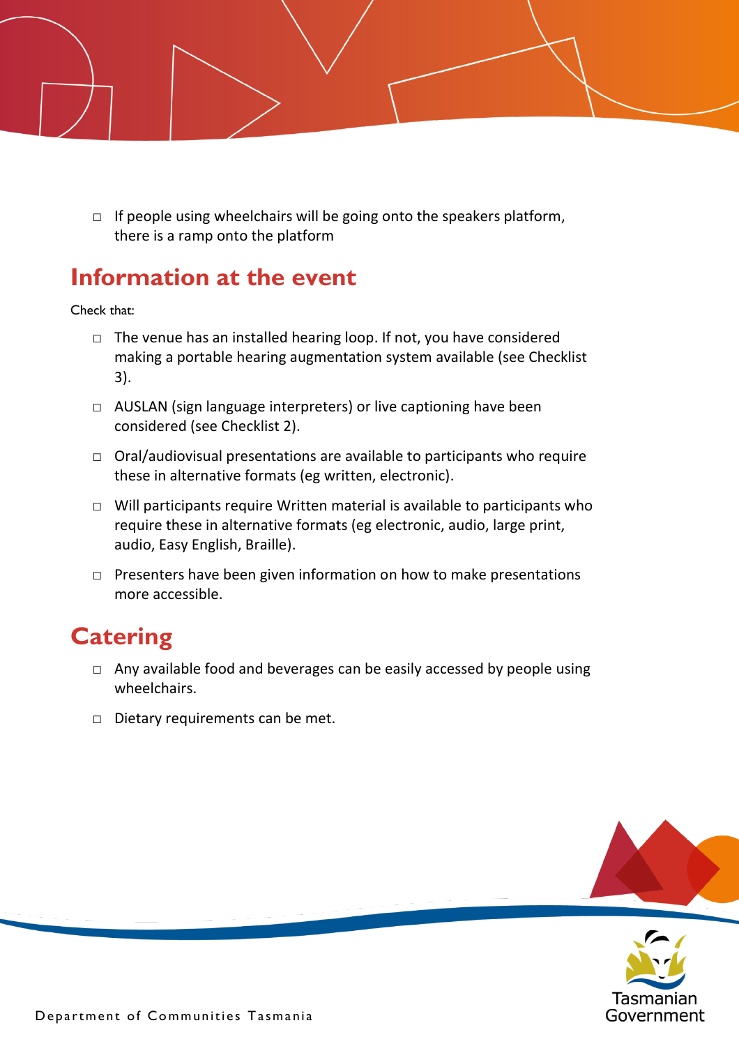- ☐ If people using wheelchairs will be going onto the speakers platform, there is a ramp onto the platform

## Information at the event

Check that:

- ☐ The venue has an installed hearing loop. If not, you have considered making a portable hearing augmentation system available (see Checklist 3).
- ☐ AUSLAN (sign language interpreters) or live captioning have been considered (see Checklist 2).
- ☐ Oral/audiovisual presentations are available to participants who require these in alternative formats (eg written, electronic).
- ☐ Will participants require Written material is available to participants who require these in alternative formats (eg electronic, audio, large print, audio, Easy English, Braille).
- ☐ Presenters have been given information on how to make presentations more accessible.

## Catering

- ☐ Any available food and beverages can be easily accessed by people using wheelchairs.
- ☐ Dietary requirements can be met.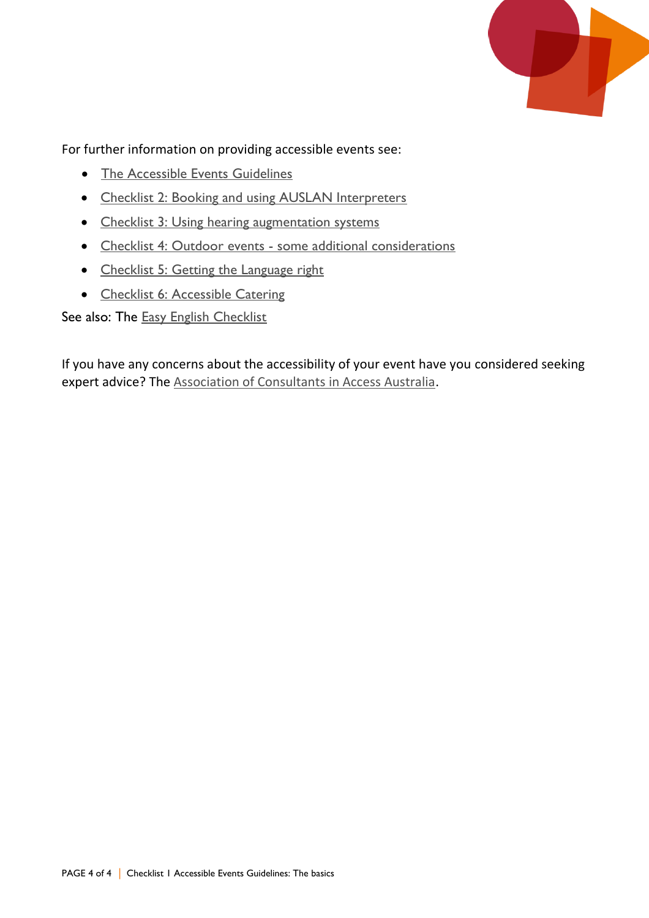For further information on providing accessible events see:

- The Accessible Events Guidelines
- Checklist 2: Booking and using AUSLAN Interpreters
- Checklist 3: Using hearing augmentation systems
- Checklist 4: Outdoor events - some additional considerations
- Checklist 5: Getting the Language right
- Checklist 6: Accessible Catering

See also: The Easy English Checklist

If you have any concerns about the accessibility of your event have you considered seeking expert advice? The Association of Consultants in Access Australia.